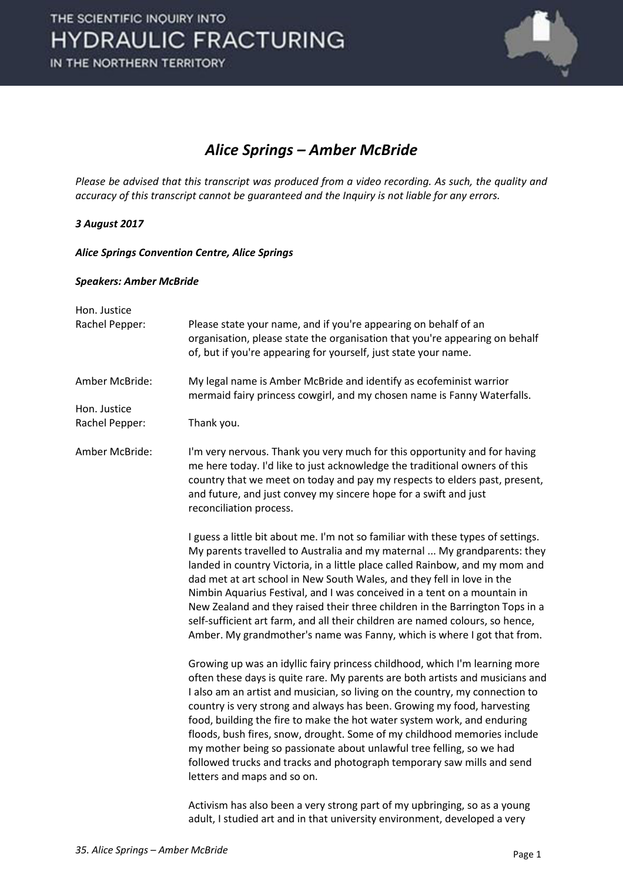# *Alice Springs – Amber McBride*

*Please be advised that this transcript was produced from a video recording. As such, the quality and accuracy of this transcript cannot be guaranteed and the Inquiry is not liable for any errors.*

***3 August 2017***

***Alice Springs Convention Centre, Alice Springs***

***Speakers: Amber McBride***

| | |
|---|---|
| Hon. Justice Rachel Pepper: | Please state your name, and if you're appearing on behalf of an organisation, please state the organisation that you're appearing on behalf of, but if you're appearing for yourself, just state your name. |
| Amber McBride: | My legal name is Amber McBride and identify as ecofeminist warrior mermaid fairy princess cowgirl, and my chosen name is Fanny Waterfalls. |
| Hon. Justice Rachel Pepper: | Thank you. |
| Amber McBride: | I'm very nervous. Thank you very much for this opportunity and for having me here today. I'd like to just acknowledge the traditional owners of this country that we meet on today and pay my respects to elders past, present, and future, and just convey my sincere hope for a swift and just reconciliation process. |

I guess a little bit about me. I'm not so familiar with these types of settings. My parents travelled to Australia and my maternal ... My grandparents: they landed in country Victoria, in a little place called Rainbow, and my mom and dad met at art school in New South Wales, and they fell in love in the Nimbin Aquarius Festival, and I was conceived in a tent on a mountain in New Zealand and they raised their three children in the Barrington Tops in a self-sufficient art farm, and all their children are named colours, so hence, Amber. My grandmother's name was Fanny, which is where I got that from.

Growing up was an idyllic fairy princess childhood, which I'm learning more often these days is quite rare. My parents are both artists and musicians and I also am an artist and musician, so living on the country, my connection to country is very strong and always has been. Growing my food, harvesting food, building the fire to make the hot water system work, and enduring floods, bush fires, snow, drought. Some of my childhood memories include my mother being so passionate about unlawful tree felling, so we had followed trucks and tracks and photograph temporary saw mills and send letters and maps and so on.

Activism has also been a very strong part of my upbringing, so as a young adult, I studied art and in that university environment, developed a very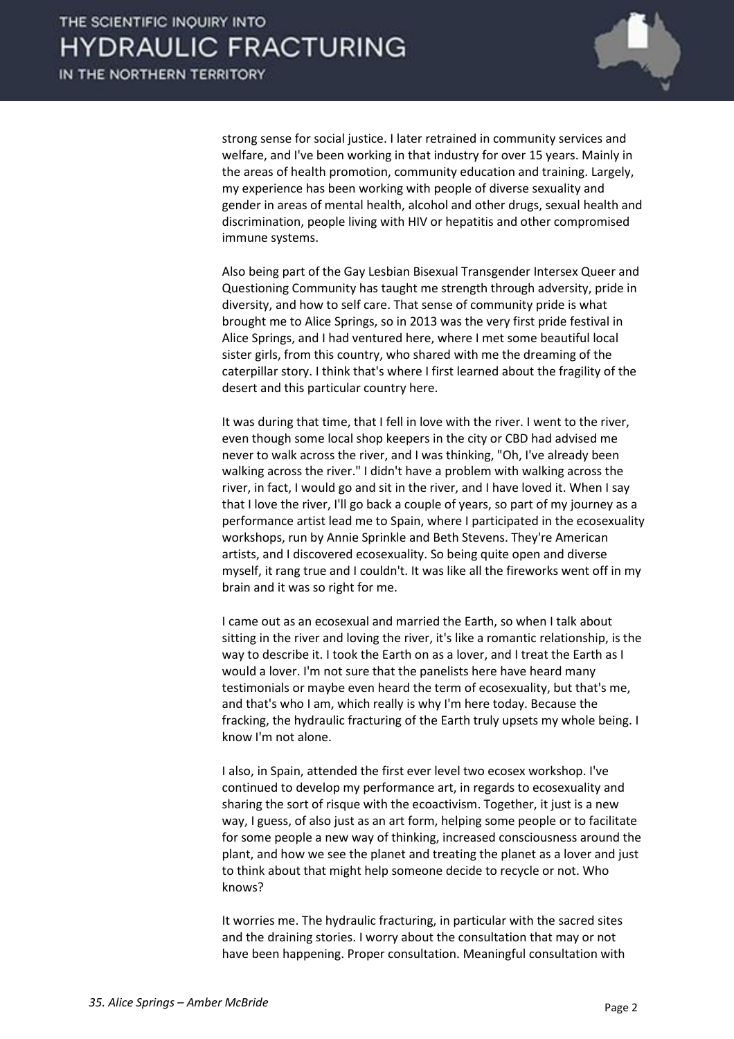strong sense for social justice. I later retrained in community services and welfare, and I've been working in that industry for over 15 years. Mainly in the areas of health promotion, community education and training. Largely, my experience has been working with people of diverse sexuality and gender in areas of mental health, alcohol and other drugs, sexual health and discrimination, people living with HIV or hepatitis and other compromised immune systems.

Also being part of the Gay Lesbian Bisexual Transgender Intersex Queer and Questioning Community has taught me strength through adversity, pride in diversity, and how to self care. That sense of community pride is what brought me to Alice Springs, so in 2013 was the very first pride festival in Alice Springs, and I had ventured here, where I met some beautiful local sister girls, from this country, who shared with me the dreaming of the caterpillar story. I think that's where I first learned about the fragility of the desert and this particular country here.

It was during that time, that I fell in love with the river. I went to the river, even though some local shop keepers in the city or CBD had advised me never to walk across the river, and I was thinking, "Oh, I've already been walking across the river." I didn't have a problem with walking across the river, in fact, I would go and sit in the river, and I have loved it. When I say that I love the river, I'll go back a couple of years, so part of my journey as a performance artist lead me to Spain, where I participated in the ecosexuality workshops, run by Annie Sprinkle and Beth Stevens. They're American artists, and I discovered ecosexuality. So being quite open and diverse myself, it rang true and I couldn't. It was like all the fireworks went off in my brain and it was so right for me.

I came out as an ecosexual and married the Earth, so when I talk about sitting in the river and loving the river, it's like a romantic relationship, is the way to describe it. I took the Earth on as a lover, and I treat the Earth as I would a lover. I'm not sure that the panelists here have heard many testimonials or maybe even heard the term of ecosexuality, but that's me, and that's who I am, which really is why I'm here today. Because the fracking, the hydraulic fracturing of the Earth truly upsets my whole being. I know I'm not alone.

I also, in Spain, attended the first ever level two ecosex workshop. I've continued to develop my performance art, in regards to ecosexuality and sharing the sort of risque with the ecoactivism. Together, it just is a new way, I guess, of also just as an art form, helping some people or to facilitate for some people a new way of thinking, increased consciousness around the plant, and how we see the planet and treating the planet as a lover and just to think about that might help someone decide to recycle or not. Who knows?

It worries me. The hydraulic fracturing, in particular with the sacred sites and the draining stories. I worry about the consultation that may or not have been happening. Proper consultation. Meaningful consultation with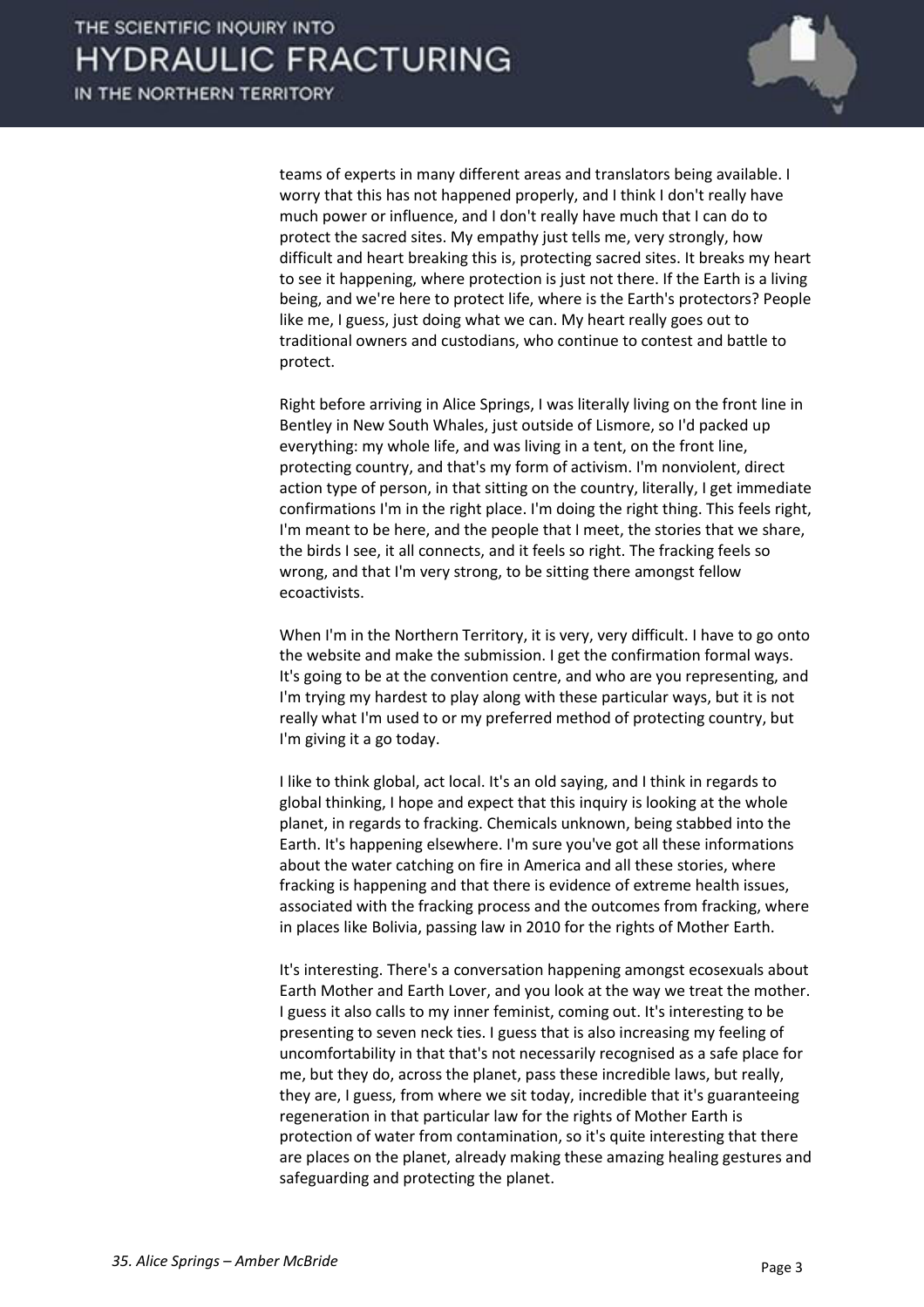teams of experts in many different areas and translators being available. I worry that this has not happened properly, and I think I don't really have much power or influence, and I don't really have much that I can do to protect the sacred sites. My empathy just tells me, very strongly, how difficult and heart breaking this is, protecting sacred sites. It breaks my heart to see it happening, where protection is just not there. If the Earth is a living being, and we're here to protect life, where is the Earth's protectors? People like me, I guess, just doing what we can. My heart really goes out to traditional owners and custodians, who continue to contest and battle to protect.

Right before arriving in Alice Springs, I was literally living on the front line in Bentley in New South Whales, just outside of Lismore, so I'd packed up everything: my whole life, and was living in a tent, on the front line, protecting country, and that's my form of activism. I'm nonviolent, direct action type of person, in that sitting on the country, literally, I get immediate confirmations I'm in the right place. I'm doing the right thing. This feels right, I'm meant to be here, and the people that I meet, the stories that we share, the birds I see, it all connects, and it feels so right. The fracking feels so wrong, and that I'm very strong, to be sitting there amongst fellow ecoactivists.

When I'm in the Northern Territory, it is very, very difficult. I have to go onto the website and make the submission. I get the confirmation formal ways. It's going to be at the convention centre, and who are you representing, and I'm trying my hardest to play along with these particular ways, but it is not really what I'm used to or my preferred method of protecting country, but I'm giving it a go today.

I like to think global, act local. It's an old saying, and I think in regards to global thinking, I hope and expect that this inquiry is looking at the whole planet, in regards to fracking. Chemicals unknown, being stabbed into the Earth. It's happening elsewhere. I'm sure you've got all these informations about the water catching on fire in America and all these stories, where fracking is happening and that there is evidence of extreme health issues, associated with the fracking process and the outcomes from fracking, where in places like Bolivia, passing law in 2010 for the rights of Mother Earth.

It's interesting. There's a conversation happening amongst ecosexuals about Earth Mother and Earth Lover, and you look at the way we treat the mother. I guess it also calls to my inner feminist, coming out. It's interesting to be presenting to seven neck ties. I guess that is also increasing my feeling of uncomfortability in that that's not necessarily recognised as a safe place for me, but they do, across the planet, pass these incredible laws, but really, they are, I guess, from where we sit today, incredible that it's guaranteeing regeneration in that particular law for the rights of Mother Earth is protection of water from contamination, so it's quite interesting that there are places on the planet, already making these amazing healing gestures and safeguarding and protecting the planet.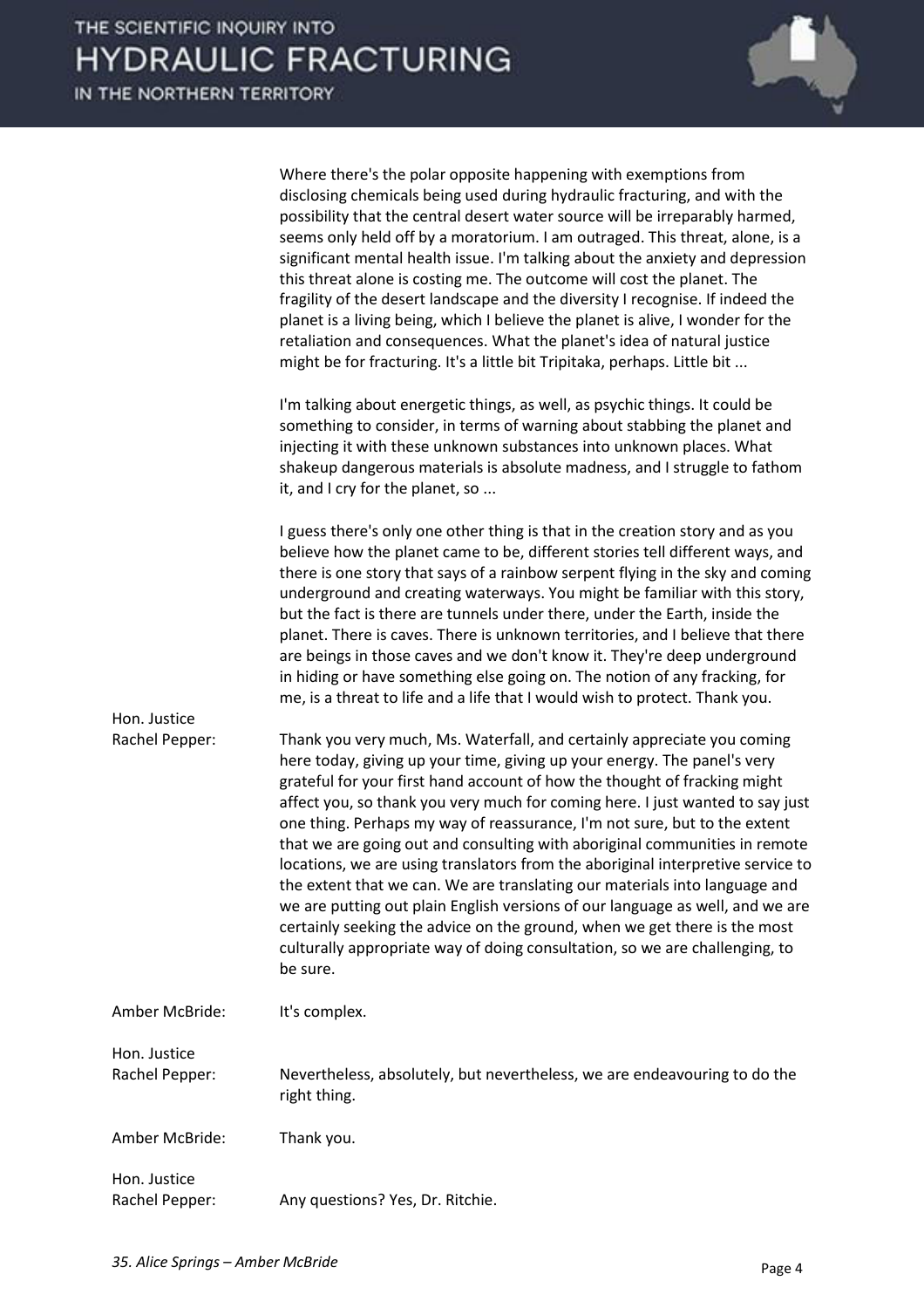Where there's the polar opposite happening with exemptions from disclosing chemicals being used during hydraulic fracturing, and with the possibility that the central desert water source will be irreparably harmed, seems only held off by a moratorium. I am outraged. This threat, alone, is a significant mental health issue. I'm talking about the anxiety and depression this threat alone is costing me. The outcome will cost the planet. The fragility of the desert landscape and the diversity I recognise. If indeed the planet is a living being, which I believe the planet is alive, I wonder for the retaliation and consequences. What the planet's idea of natural justice might be for fracturing. It's a little bit Tripitaka, perhaps. Little bit ...

I'm talking about energetic things, as well, as psychic things. It could be something to consider, in terms of warning about stabbing the planet and injecting it with these unknown substances into unknown places. What shakeup dangerous materials is absolute madness, and I struggle to fathom it, and I cry for the planet, so ...

I guess there's only one other thing is that in the creation story and as you believe how the planet came to be, different stories tell different ways, and there is one story that says of a rainbow serpent flying in the sky and coming underground and creating waterways. You might be familiar with this story, but the fact is there are tunnels under there, under the Earth, inside the planet. There is caves. There is unknown territories, and I believe that there are beings in those caves and we don't know it. They're deep underground in hiding or have something else going on. The notion of any fracking, for me, is a threat to life and a life that I would wish to protect. Thank you.

**Hon. Justice Rachel Pepper:** Thank you very much, Ms. Waterfall, and certainly appreciate you coming here today, giving up your time, giving up your energy. The panel's very grateful for your first hand account of how the thought of fracking might affect you, so thank you very much for coming here. I just wanted to say just one thing. Perhaps my way of reassurance, I'm not sure, but to the extent that we are going out and consulting with aboriginal communities in remote locations, we are using translators from the aboriginal interpretive service to the extent that we can. We are translating our materials into language and we are putting out plain English versions of our language as well, and we are certainly seeking the advice on the ground, when we get there is the most culturally appropriate way of doing consultation, so we are challenging, to be sure.

**Amber McBride:** It's complex.

**Hon. Justice Rachel Pepper:** Nevertheless, absolutely, but nevertheless, we are endeavouring to do the right thing.

**Amber McBride:** Thank you.

**Hon. Justice Rachel Pepper:** Any questions? Yes, Dr. Ritchie.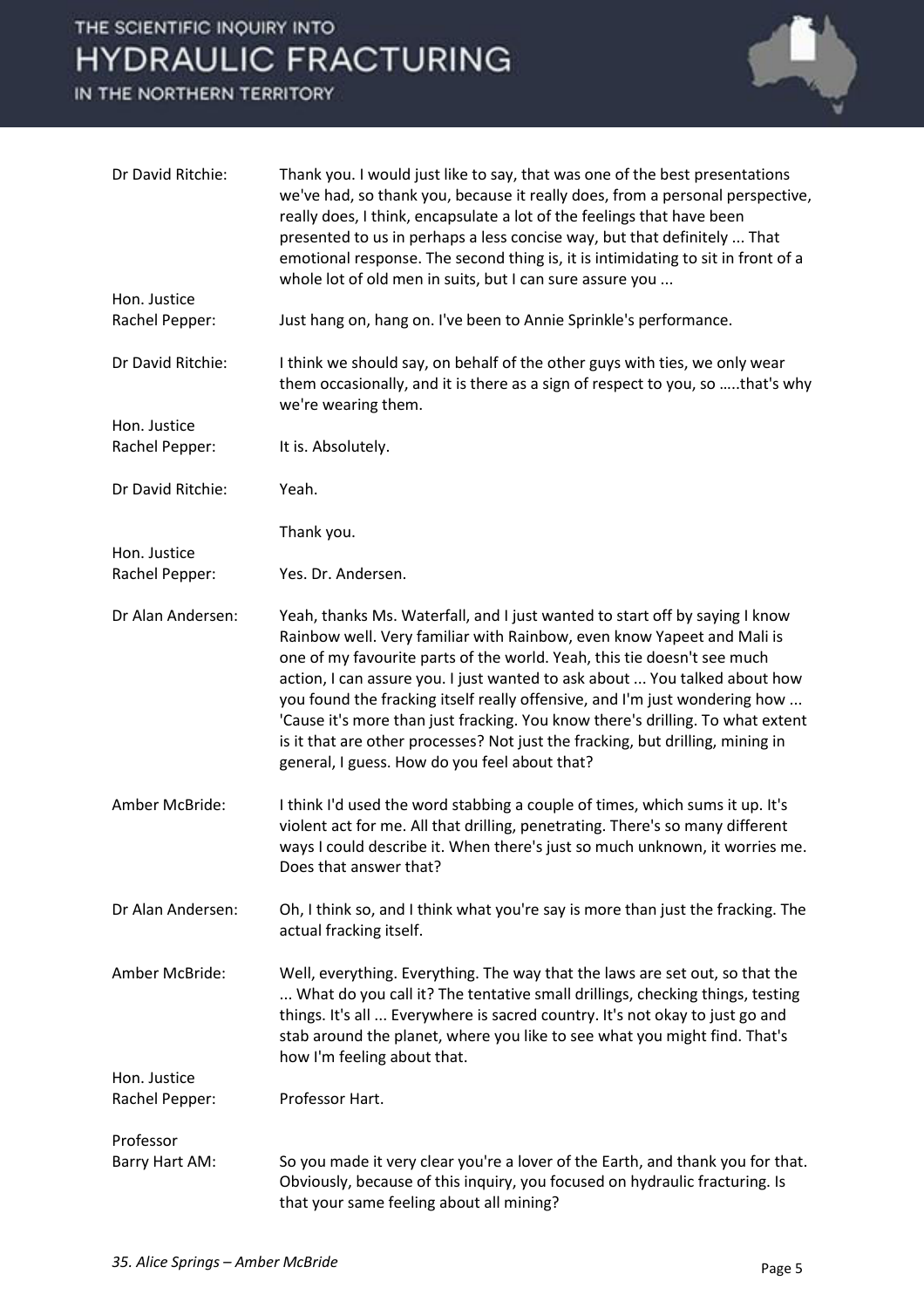**Dr David Ritchie:** Thank you. I would just like to say, that was one of the best presentations we've had, so thank you, because it really does, from a personal perspective, really does, I think, encapsulate a lot of the feelings that have been presented to us in perhaps a less concise way, but that definitely ... That emotional response. The second thing is, it is intimidating to sit in front of a whole lot of old men in suits, but I can sure assure you ...

**Hon. Justice Rachel Pepper:** Just hang on, hang on. I've been to Annie Sprinkle's performance.

**Dr David Ritchie:** I think we should say, on behalf of the other guys with ties, we only wear them occasionally, and it is there as a sign of respect to you, so …..that's why we're wearing them.

**Hon. Justice Rachel Pepper:** It is. Absolutely.

**Dr David Ritchie:** Yeah.

Thank you.

**Hon. Justice Rachel Pepper:** Yes. Dr. Andersen.

**Dr Alan Andersen:** Yeah, thanks Ms. Waterfall, and I just wanted to start off by saying I know Rainbow well. Very familiar with Rainbow, even know Yapeet and Mali is one of my favourite parts of the world. Yeah, this tie doesn't see much action, I can assure you. I just wanted to ask about ... You talked about how you found the fracking itself really offensive, and I'm just wondering how ... 'Cause it's more than just fracking. You know there's drilling. To what extent is it that are other processes? Not just the fracking, but drilling, mining in general, I guess. How do you feel about that?

**Amber McBride:** I think I'd used the word stabbing a couple of times, which sums it up. It's violent act for me. All that drilling, penetrating. There's so many different ways I could describe it. When there's just so much unknown, it worries me. Does that answer that?

**Dr Alan Andersen:** Oh, I think so, and I think what you're say is more than just the fracking. The actual fracking itself.

**Amber McBride:** Well, everything. Everything. The way that the laws are set out, so that the ... What do you call it? The tentative small drillings, checking things, testing things. It's all ... Everywhere is sacred country. It's not okay to just go and stab around the planet, where you like to see what you might find. That's how I'm feeling about that.

**Hon. Justice Rachel Pepper:** Professor Hart.

**Professor Barry Hart AM:** So you made it very clear you're a lover of the Earth, and thank you for that. Obviously, because of this inquiry, you focused on hydraulic fracturing. Is that your same feeling about all mining?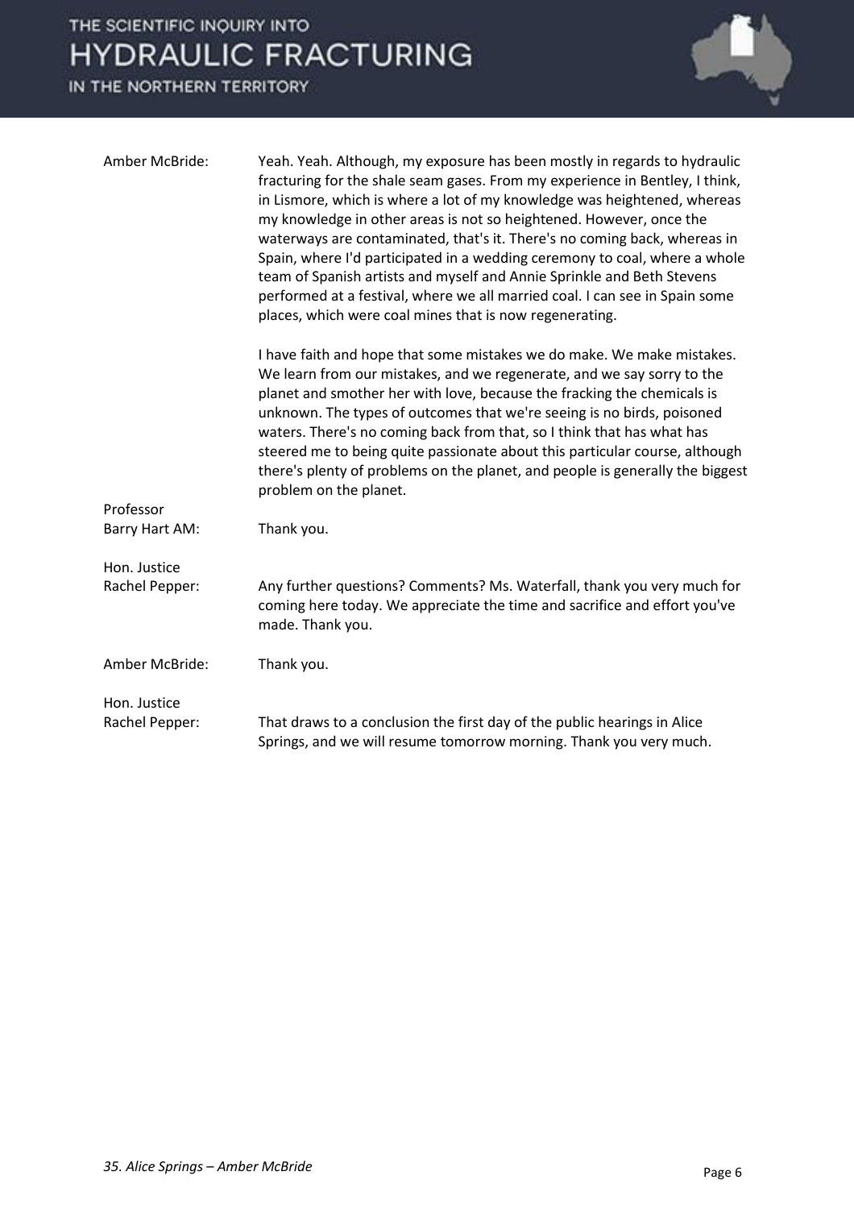Amber McBride: Yeah. Yeah. Although, my exposure has been mostly in regards to hydraulic fracturing for the shale seam gases. From my experience in Bentley, I think, in Lismore, which is where a lot of my knowledge was heightened, whereas my knowledge in other areas is not so heightened. However, once the waterways are contaminated, that's it. There's no coming back, whereas in Spain, where I'd participated in a wedding ceremony to coal, where a whole team of Spanish artists and myself and Annie Sprinkle and Beth Stevens performed at a festival, where we all married coal. I can see in Spain some places, which were coal mines that is now regenerating.

I have faith and hope that some mistakes we do make. We make mistakes. We learn from our mistakes, and we regenerate, and we say sorry to the planet and smother her with love, because the fracking the chemicals is unknown. The types of outcomes that we're seeing is no birds, poisoned waters. There's no coming back from that, so I think that has what has steered me to being quite passionate about this particular course, although there's plenty of problems on the planet, and people is generally the biggest problem on the planet.

Professor Barry Hart AM: Thank you.

Hon. Justice Rachel Pepper: Any further questions? Comments? Ms. Waterfall, thank you very much for coming here today. We appreciate the time and sacrifice and effort you've made. Thank you.

Amber McBride: Thank you.

Hon. Justice Rachel Pepper: That draws to a conclusion the first day of the public hearings in Alice Springs, and we will resume tomorrow morning. Thank you very much.